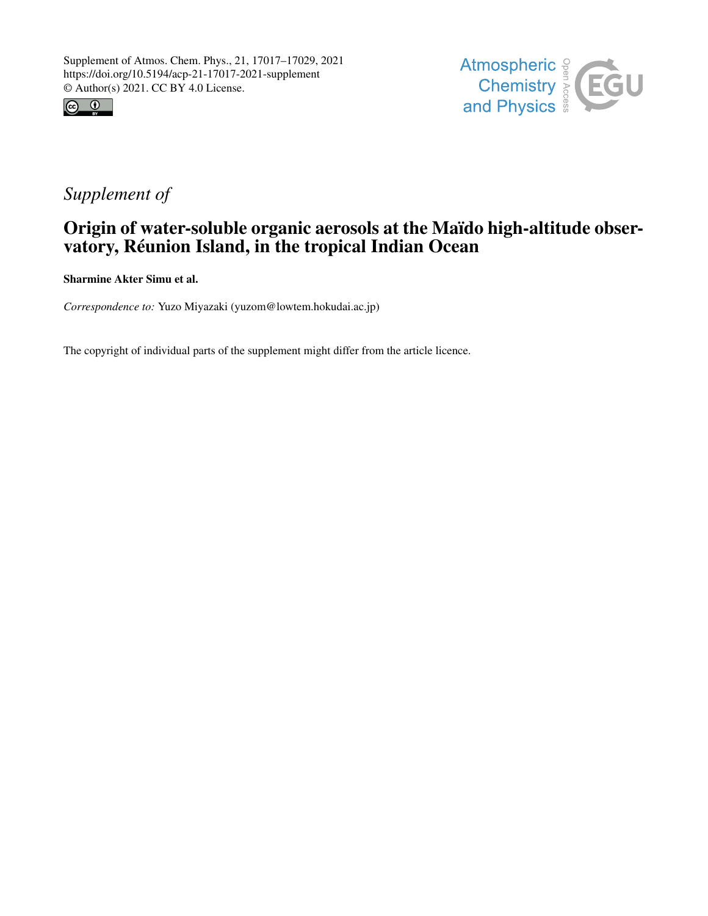Supplement of Atmos. Chem. Phys., 21, 17017–17029, 2021
https://doi.org/10.5194/acp-21-17017-2021-supplement
© Author(s) 2021. CC BY 4.0 License.

*Supplement of*

# Origin of water-soluble organic aerosols at the Maïdo high-altitude observatory, Réunion Island, in the tropical Indian Ocean

**Sharmine Akter Simu et al.**

*Correspondence to:* Yuzo Miyazaki (yuzom@lowtem.hokudai.ac.jp)

The copyright of individual parts of the supplement might differ from the article licence.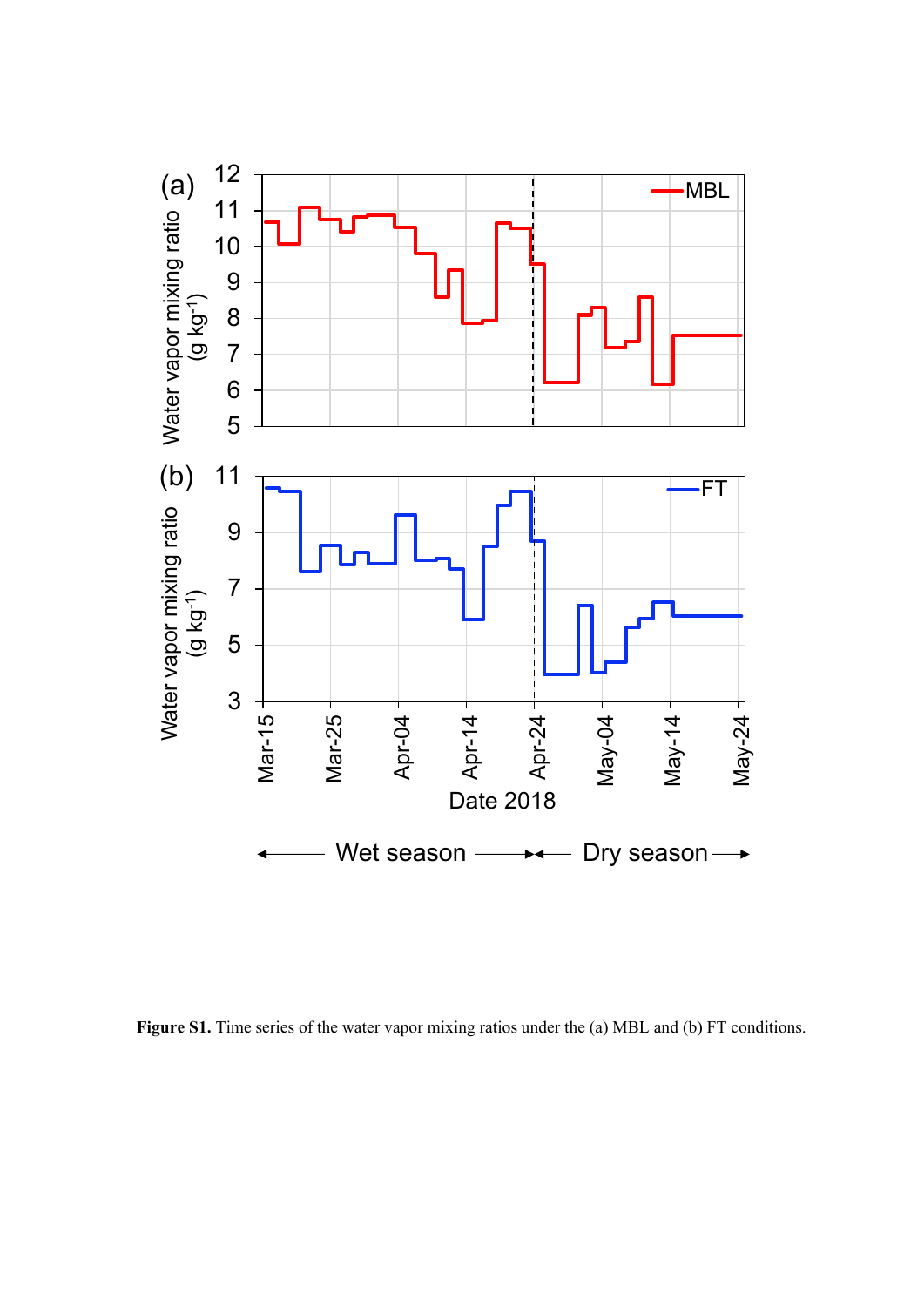**Figure S1.** Time series of the water vapor mixing ratios under the (a) MBL and (b) FT conditions.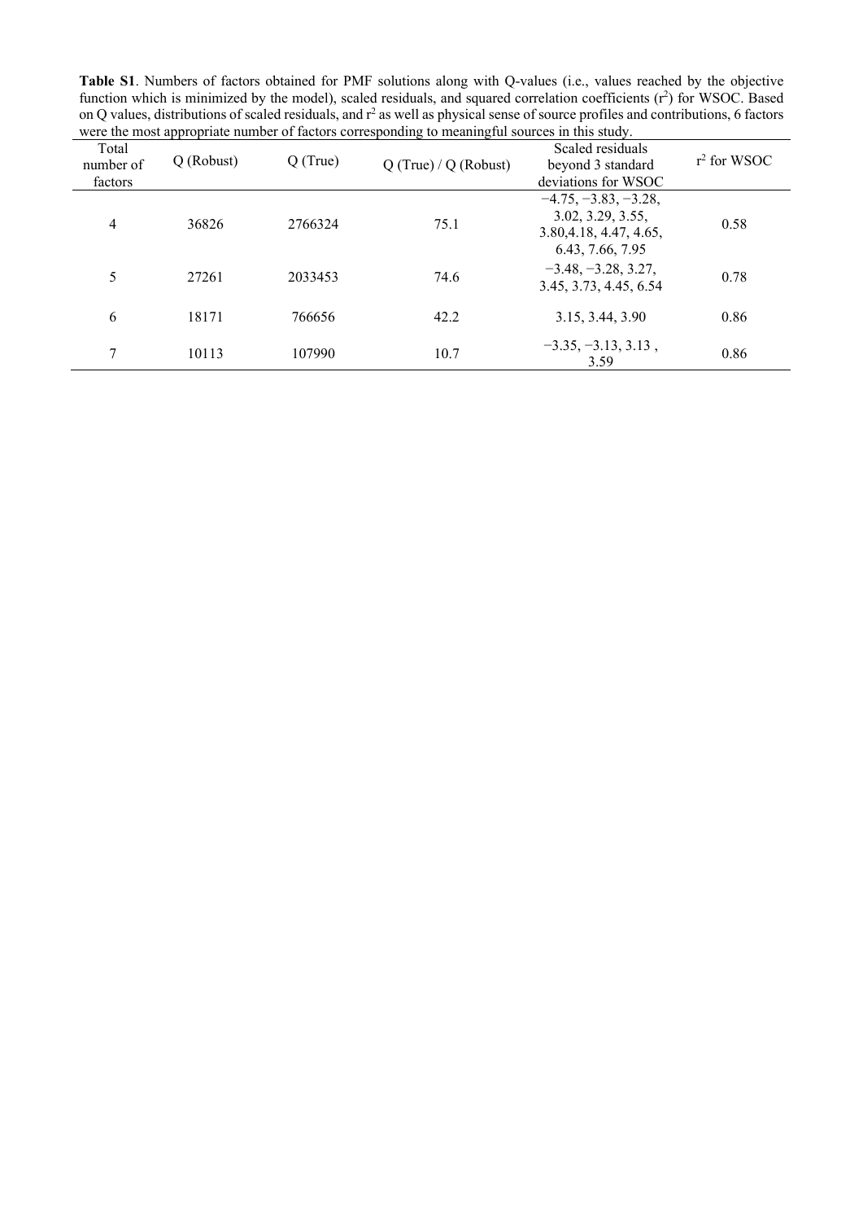**Table S1**. Numbers of factors obtained for PMF solutions along with Q-values (i.e., values reached by the objective function which is minimized by the model), scaled residuals, and squared correlation coefficients ($r^2$) for WSOC. Based on Q values, distributions of scaled residuals, and $r^2$ as well as physical sense of source profiles and contributions, 6 factors were the most appropriate number of factors corresponding to meaningful sources in this study.

| Total number of factors | Q (Robust) | Q (True) | Q (True) / Q (Robust) | Scaled residuals beyond 3 standard deviations for WSOC | $r^2$ for WSOC |
|---|---|---|---|---|---|
| 4 | 36826 | 2766324 | 75.1 | −4.75, −3.83, −3.28, 3.02, 3.29, 3.55, 3.80,4.18, 4.47, 4.65, 6.43, 7.66, 7.95 | 0.58 |
| 5 | 27261 | 2033453 | 74.6 | −3.48, −3.28, 3.27, 3.45, 3.73, 4.45, 6.54 | 0.78 |
| 6 | 18171 | 766656 | 42.2 | 3.15, 3.44, 3.90 | 0.86 |
| 7 | 10113 | 107990 | 10.7 | −3.35, −3.13, 3.13 , 3.59 | 0.86 |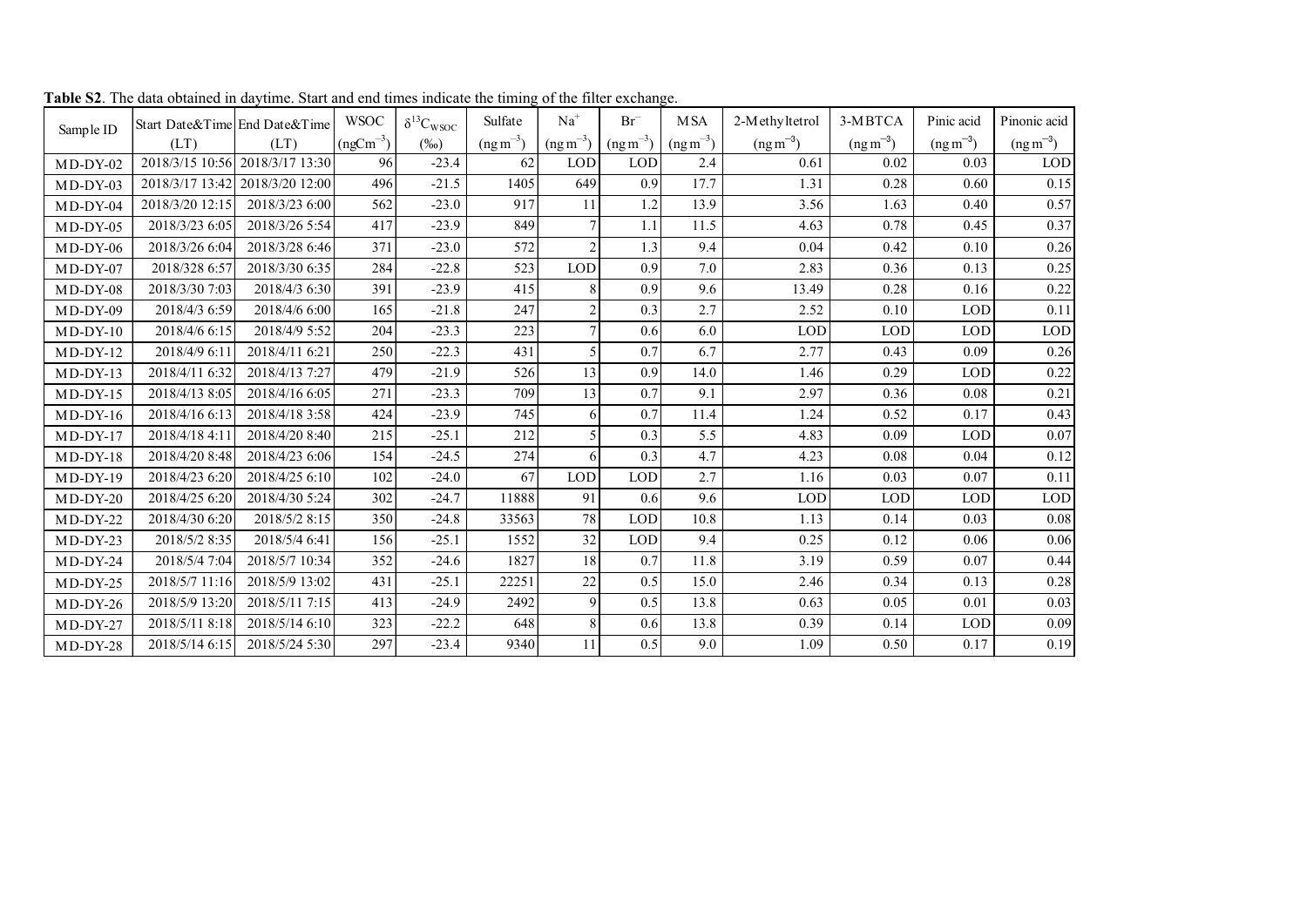**Table S2**. The data obtained in daytime. Start and end times indicate the timing of the filter exchange.

| Sample ID | Start Date&Time (LT) | End Date&Time (LT) | WSOC ($ngCm^{-3}$) | $\delta^{13}C_{WSOC}$ (‰) | Sulfate ($ng\,m^{-3}$) | $Na^{+}$ ($ng\,m^{-3}$) | $Br^{-}$ ($ng\,m^{-3}$) | MSA ($ng\,m^{-3}$) | 2-Methyltetrol ($ng\,m^{-3}$) | 3-MBTCA ($ng\,m^{-3}$) | Pinic acid ($ng\,m^{-3}$) | Pinonic acid ($ng\,m^{-3}$) |
|---|---|---|---|---|---|---|---|---|---|---|---|---|
| MD-DY-02 | 2018/3/15 10:56 | 2018/3/17 13:30 | 96 | -23.4 | 62 | LOD | LOD | 2.4 | 0.61 | 0.02 | 0.03 | LOD |
| MD-DY-03 | 2018/3/17 13:42 | 2018/3/20 12:00 | 496 | -21.5 | 1405 | 649 | 0.9 | 17.7 | 1.31 | 0.28 | 0.60 | 0.15 |
| MD-DY-04 | 2018/3/20 12:15 | 2018/3/23 6:00 | 562 | -23.0 | 917 | 11 | 1.2 | 13.9 | 3.56 | 1.63 | 0.40 | 0.57 |
| MD-DY-05 | 2018/3/23 6:05 | 2018/3/26 5:54 | 417 | -23.9 | 849 | 7 | 1.1 | 11.5 | 4.63 | 0.78 | 0.45 | 0.37 |
| MD-DY-06 | 2018/3/26 6:04 | 2018/3/28 6:46 | 371 | -23.0 | 572 | 2 | 1.3 | 9.4 | 0.04 | 0.42 | 0.10 | 0.26 |
| MD-DY-07 | 2018/328 6:57 | 2018/3/30 6:35 | 284 | -22.8 | 523 | LOD | 0.9 | 7.0 | 2.83 | 0.36 | 0.13 | 0.25 |
| MD-DY-08 | 2018/3/30 7:03 | 2018/4/3 6:30 | 391 | -23.9 | 415 | 8 | 0.9 | 9.6 | 13.49 | 0.28 | 0.16 | 0.22 |
| MD-DY-09 | 2018/4/3 6:59 | 2018/4/6 6:00 | 165 | -21.8 | 247 | 2 | 0.3 | 2.7 | 2.52 | 0.10 | LOD | 0.11 |
| MD-DY-10 | 2018/4/6 6:15 | 2018/4/9 5:52 | 204 | -23.3 | 223 | 7 | 0.6 | 6.0 | LOD | LOD | LOD | LOD |
| MD-DY-12 | 2018/4/9 6:11 | 2018/4/11 6:21 | 250 | -22.3 | 431 | 5 | 0.7 | 6.7 | 2.77 | 0.43 | 0.09 | 0.26 |
| MD-DY-13 | 2018/4/11 6:32 | 2018/4/13 7:27 | 479 | -21.9 | 526 | 13 | 0.9 | 14.0 | 1.46 | 0.29 | LOD | 0.22 |
| MD-DY-15 | 2018/4/13 8:05 | 2018/4/16 6:05 | 271 | -23.3 | 709 | 13 | 0.7 | 9.1 | 2.97 | 0.36 | 0.08 | 0.21 |
| MD-DY-16 | 2018/4/16 6:13 | 2018/4/18 3:58 | 424 | -23.9 | 745 | 6 | 0.7 | 11.4 | 1.24 | 0.52 | 0.17 | 0.43 |
| MD-DY-17 | 2018/4/18 4:11 | 2018/4/20 8:40 | 215 | -25.1 | 212 | 5 | 0.3 | 5.5 | 4.83 | 0.09 | LOD | 0.07 |
| MD-DY-18 | 2018/4/20 8:48 | 2018/4/23 6:06 | 154 | -24.5 | 274 | 6 | 0.3 | 4.7 | 4.23 | 0.08 | 0.04 | 0.12 |
| MD-DY-19 | 2018/4/23 6:20 | 2018/4/25 6:10 | 102 | -24.0 | 67 | LOD | LOD | 2.7 | 1.16 | 0.03 | 0.07 | 0.11 |
| MD-DY-20 | 2018/4/25 6:20 | 2018/4/30 5:24 | 302 | -24.7 | 11888 | 91 | 0.6 | 9.6 | LOD | LOD | LOD | LOD |
| MD-DY-22 | 2018/4/30 6:20 | 2018/5/2 8:15 | 350 | -24.8 | 33563 | 78 | LOD | 10.8 | 1.13 | 0.14 | 0.03 | 0.08 |
| MD-DY-23 | 2018/5/2 8:35 | 2018/5/4 6:41 | 156 | -25.1 | 1552 | 32 | LOD | 9.4 | 0.25 | 0.12 | 0.06 | 0.06 |
| MD-DY-24 | 2018/5/4 7:04 | 2018/5/7 10:34 | 352 | -24.6 | 1827 | 18 | 0.7 | 11.8 | 3.19 | 0.59 | 0.07 | 0.44 |
| MD-DY-25 | 2018/5/7 11:16 | 2018/5/9 13:02 | 431 | -25.1 | 22251 | 22 | 0.5 | 15.0 | 2.46 | 0.34 | 0.13 | 0.28 |
| MD-DY-26 | 2018/5/9 13:20 | 2018/5/11 7:15 | 413 | -24.9 | 2492 | 9 | 0.5 | 13.8 | 0.63 | 0.05 | 0.01 | 0.03 |
| MD-DY-27 | 2018/5/11 8:18 | 2018/5/14 6:10 | 323 | -22.2 | 648 | 8 | 0.6 | 13.8 | 0.39 | 0.14 | LOD | 0.09 |
| MD-DY-28 | 2018/5/14 6:15 | 2018/5/24 5:30 | 297 | -23.4 | 9340 | 11 | 0.5 | 9.0 | 1.09 | 0.50 | 0.17 | 0.19 |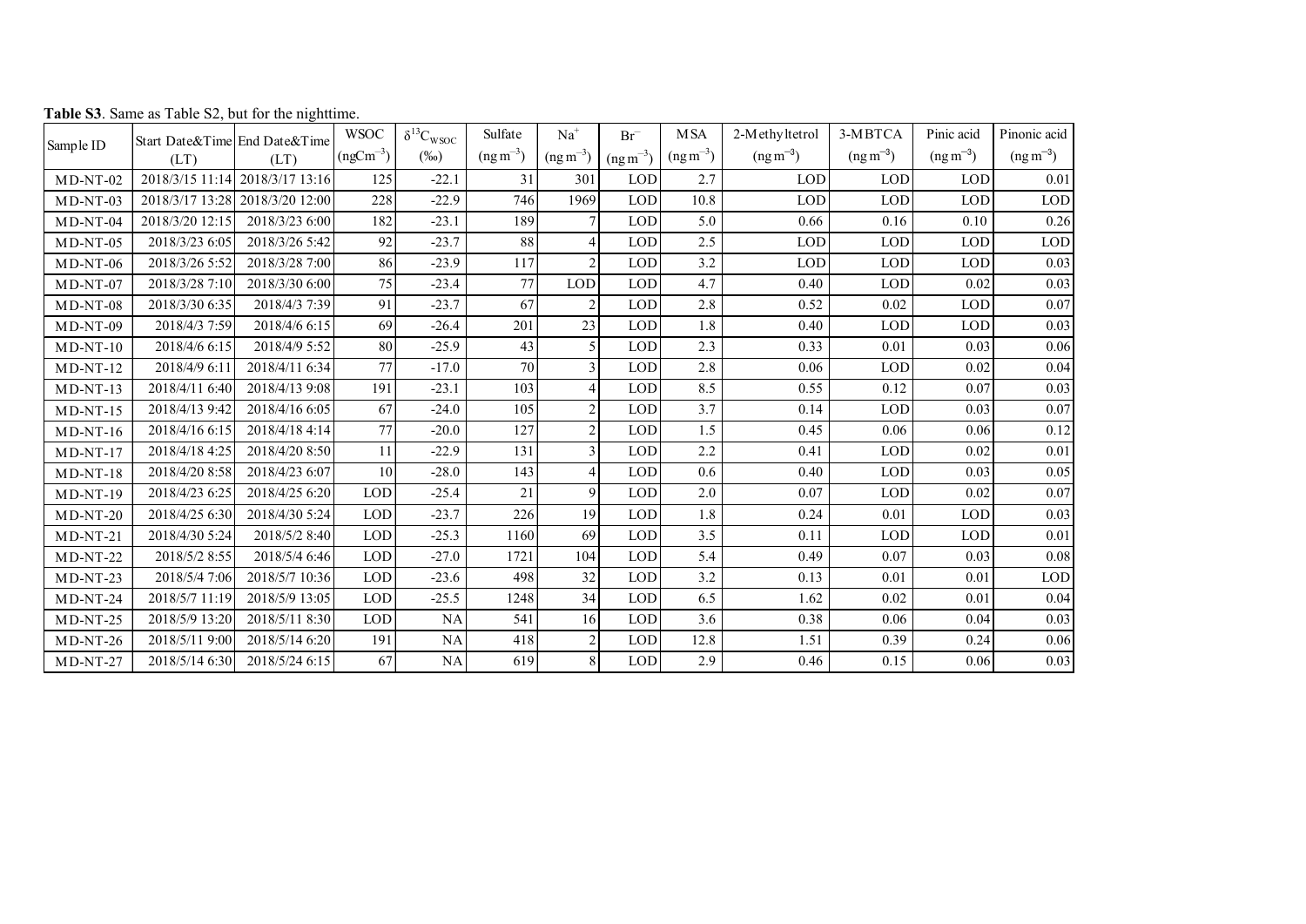**Table S3**. Same as Table S2, but for the nighttime.

| Sample ID | Start Date&Time (LT) | End Date&Time (LT) | WSOC ($ngCm^{-3}$) | $\delta^{13}C_{WSOC}$ (‰) | Sulfate ($ng\,m^{-3}$) | $Na^+$ ($ng\,m^{-3}$) | $Br^-$ ($ng\,m^{-3}$) | MSA ($ng\,m^{-3}$) | 2-Methyltetrol ($ng\,m^{-3}$) | 3-MBTCA ($ng\,m^{-3}$) | Pinic acid ($ng\,m^{-3}$) | Pinonic acid ($ng\,m^{-3}$) |
|---|---|---|---|---|---|---|---|---|---|---|---|---|
| MD-NT-02 | 2018/3/15 11:14 | 2018/3/17 13:16 | 125 | -22.1 | 31 | 301 | LOD | 2.7 | LOD | LOD | LOD | 0.01 |
| MD-NT-03 | 2018/3/17 13:28 | 2018/3/20 12:00 | 228 | -22.9 | 746 | 1969 | LOD | 10.8 | LOD | LOD | LOD | LOD |
| MD-NT-04 | 2018/3/20 12:15 | 2018/3/23 6:00 | 182 | -23.1 | 189 | 7 | LOD | 5.0 | 0.66 | 0.16 | 0.10 | 0.26 |
| MD-NT-05 | 2018/3/23 6:05 | 2018/3/26 5:42 | 92 | -23.7 | 88 | 4 | LOD | 2.5 | LOD | LOD | LOD | LOD |
| MD-NT-06 | 2018/3/26 5:52 | 2018/3/28 7:00 | 86 | -23.9 | 117 | 2 | LOD | 3.2 | LOD | LOD | LOD | 0.03 |
| MD-NT-07 | 2018/3/28 7:10 | 2018/3/30 6:00 | 75 | -23.4 | 77 | LOD | LOD | 4.7 | 0.40 | LOD | 0.02 | 0.03 |
| MD-NT-08 | 2018/3/30 6:35 | 2018/4/3 7:39 | 91 | -23.7 | 67 | 2 | LOD | 2.8 | 0.52 | 0.02 | LOD | 0.07 |
| MD-NT-09 | 2018/4/3 7:59 | 2018/4/6 6:15 | 69 | -26.4 | 201 | 23 | LOD | 1.8 | 0.40 | LOD | LOD | 0.03 |
| MD-NT-10 | 2018/4/6 6:15 | 2018/4/9 5:52 | 80 | -25.9 | 43 | 5 | LOD | 2.3 | 0.33 | 0.01 | 0.03 | 0.06 |
| MD-NT-12 | 2018/4/9 6:11 | 2018/4/11 6:34 | 77 | -17.0 | 70 | 3 | LOD | 2.8 | 0.06 | LOD | 0.02 | 0.04 |
| MD-NT-13 | 2018/4/11 6:40 | 2018/4/13 9:08 | 191 | -23.1 | 103 | 4 | LOD | 8.5 | 0.55 | 0.12 | 0.07 | 0.03 |
| MD-NT-15 | 2018/4/13 9:42 | 2018/4/16 6:05 | 67 | -24.0 | 105 | 2 | LOD | 3.7 | 0.14 | LOD | 0.03 | 0.07 |
| MD-NT-16 | 2018/4/16 6:15 | 2018/4/18 4:14 | 77 | -20.0 | 127 | 2 | LOD | 1.5 | 0.45 | 0.06 | 0.06 | 0.12 |
| MD-NT-17 | 2018/4/18 4:25 | 2018/4/20 8:50 | 11 | -22.9 | 131 | 3 | LOD | 2.2 | 0.41 | LOD | 0.02 | 0.01 |
| MD-NT-18 | 2018/4/20 8:58 | 2018/4/23 6:07 | 10 | -28.0 | 143 | 4 | LOD | 0.6 | 0.40 | LOD | 0.03 | 0.05 |
| MD-NT-19 | 2018/4/23 6:25 | 2018/4/25 6:20 | LOD | -25.4 | 21 | 9 | LOD | 2.0 | 0.07 | LOD | 0.02 | 0.07 |
| MD-NT-20 | 2018/4/25 6:30 | 2018/4/30 5:24 | LOD | -23.7 | 226 | 19 | LOD | 1.8 | 0.24 | 0.01 | LOD | 0.03 |
| MD-NT-21 | 2018/4/30 5:24 | 2018/5/2 8:40 | LOD | -25.3 | 1160 | 69 | LOD | 3.5 | 0.11 | LOD | LOD | 0.01 |
| MD-NT-22 | 2018/5/2 8:55 | 2018/5/4 6:46 | LOD | -27.0 | 1721 | 104 | LOD | 5.4 | 0.49 | 0.07 | 0.03 | 0.08 |
| MD-NT-23 | 2018/5/4 7:06 | 2018/5/7 10:36 | LOD | -23.6 | 498 | 32 | LOD | 3.2 | 0.13 | 0.01 | 0.01 | LOD |
| MD-NT-24 | 2018/5/7 11:19 | 2018/5/9 13:05 | LOD | -25.5 | 1248 | 34 | LOD | 6.5 | 1.62 | 0.02 | 0.01 | 0.04 |
| MD-NT-25 | 2018/5/9 13:20 | 2018/5/11 8:30 | LOD | NA | 541 | 16 | LOD | 3.6 | 0.38 | 0.06 | 0.04 | 0.03 |
| MD-NT-26 | 2018/5/11 9:00 | 2018/5/14 6:20 | 191 | NA | 418 | 2 | LOD | 12.8 | 1.51 | 0.39 | 0.24 | 0.06 |
| MD-NT-27 | 2018/5/14 6:30 | 2018/5/24 6:15 | 67 | NA | 619 | 8 | LOD | 2.9 | 0.46 | 0.15 | 0.06 | 0.03 |